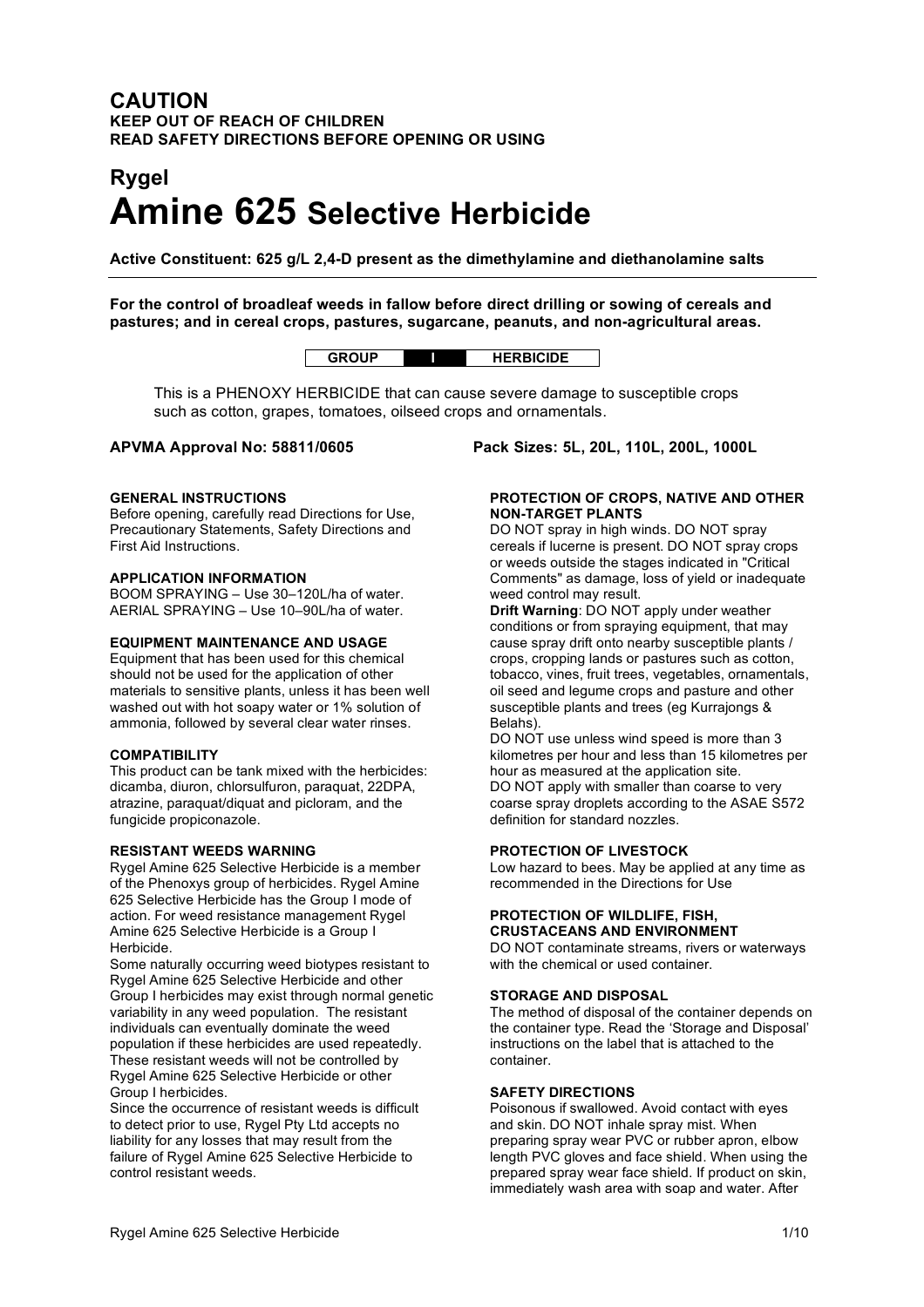**CAUTION**
**KEEP OUT OF REACH OF CHILDREN**
**READ SAFETY DIRECTIONS BEFORE OPENING OR USING**

# Rygel
# Amine 625 Selective Herbicide

**Active Constituent: 625 g/L 2,4-D present as the dimethylamine and diethanolamine salts**

---

**For the control of broadleaf weeds in fallow before direct drilling or sowing of cereals and pastures; and in cereal crops, pastures, sugarcane, peanuts, and non-agricultural areas.**

| GROUP | I | HERBICIDE |
|---|---|---|

This is a PHENOXY HERBICIDE that can cause severe damage to susceptible crops such as cotton, grapes, tomatoes, oilseed crops and ornamentals.

**APVMA Approval No: 58811/0605**

**Pack Sizes: 5L, 20L, 110L, 200L, 1000L**

### GENERAL INSTRUCTIONS

Before opening, carefully read Directions for Use, Precautionary Statements, Safety Directions and First Aid Instructions.

### APPLICATION INFORMATION

BOOM SPRAYING – Use 30–120L/ha of water.
AERIAL SPRAYING – Use 10–90L/ha of water.

### EQUIPMENT MAINTENANCE AND USAGE

Equipment that has been used for this chemical should not be used for the application of other materials to sensitive plants, unless it has been well washed out with hot soapy water or 1% solution of ammonia, followed by several clear water rinses.

### COMPATIBILITY

This product can be tank mixed with the herbicides: dicamba, diuron, chlorsulfuron, paraquat, 22DPA, atrazine, paraquat/diquat and picloram, and the fungicide propiconazole.

### RESISTANT WEEDS WARNING

Rygel Amine 625 Selective Herbicide is a member of the Phenoxys group of herbicides. Rygel Amine 625 Selective Herbicide has the Group I mode of action. For weed resistance management Rygel Amine 625 Selective Herbicide is a Group I Herbicide.

Some naturally occurring weed biotypes resistant to Rygel Amine 625 Selective Herbicide and other Group I herbicides may exist through normal genetic variability in any weed population. The resistant individuals can eventually dominate the weed population if these herbicides are used repeatedly. These resistant weeds will not be controlled by Rygel Amine 625 Selective Herbicide or other Group I herbicides.

Since the occurrence of resistant weeds is difficult to detect prior to use, Rygel Pty Ltd accepts no liability for any losses that may result from the failure of Rygel Amine 625 Selective Herbicide to control resistant weeds.

### PROTECTION OF CROPS, NATIVE AND OTHER NON-TARGET PLANTS

DO NOT spray in high winds. DO NOT spray cereals if lucerne is present. DO NOT spray crops or weeds outside the stages indicated in "Critical Comments" as damage, loss of yield or inadequate weed control may result.

**Drift Warning**: DO NOT apply under weather conditions or from spraying equipment, that may cause spray drift onto nearby susceptible plants / crops, cropping lands or pastures such as cotton, tobacco, vines, fruit trees, vegetables, ornamentals, oil seed and legume crops and pasture and other susceptible plants and trees (eg Kurrajongs & Belahs).

DO NOT use unless wind speed is more than 3 kilometres per hour and less than 15 kilometres per hour as measured at the application site.

DO NOT apply with smaller than coarse to very coarse spray droplets according to the ASAE S572 definition for standard nozzles.

### PROTECTION OF LIVESTOCK

Low hazard to bees. May be applied at any time as recommended in the Directions for Use

### PROTECTION OF WILDLIFE, FISH, CRUSTACEANS AND ENVIRONMENT

DO NOT contaminate streams, rivers or waterways with the chemical or used container.

### STORAGE AND DISPOSAL

The method of disposal of the container depends on the container type. Read the 'Storage and Disposal' instructions on the label that is attached to the container.

### SAFETY DIRECTIONS

Poisonous if swallowed. Avoid contact with eyes and skin. DO NOT inhale spray mist. When preparing spray wear PVC or rubber apron, elbow length PVC gloves and face shield. When using the prepared spray wear face shield. If product on skin, immediately wash area with soap and water. After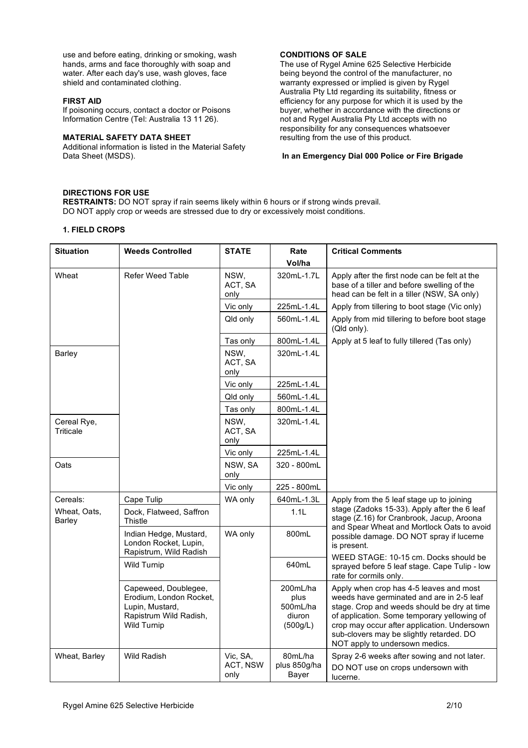use and before eating, drinking or smoking, wash hands, arms and face thoroughly with soap and water. After each day's use, wash gloves, face shield and contaminated clothing.

**FIRST AID**

If poisoning occurs, contact a doctor or Poisons Information Centre (Tel: Australia 13 11 26).

**MATERIAL SAFETY DATA SHEET**

Additional information is listed in the Material Safety Data Sheet (MSDS).

**CONDITIONS OF SALE**

The use of Rygel Amine 625 Selective Herbicide being beyond the control of the manufacturer, no warranty expressed or implied is given by Rygel Australia Pty Ltd regarding its suitability, fitness or efficiency for any purpose for which it is used by the buyer, whether in accordance with the directions or not and Rygel Australia Pty Ltd accepts with no responsibility for any consequences whatsoever resulting from the use of this product.

**In an Emergency Dial 000 Police or Fire Brigade**

**DIRECTIONS FOR USE**

**RESTRAINTS:** DO NOT spray if rain seems likely within 6 hours or if strong winds prevail.
DO NOT apply crop or weeds are stressed due to dry or excessively moist conditions.

**1. FIELD CROPS**

| Situation | Weeds Controlled | STATE | Rate Vol/ha | Critical Comments |
|---|---|---|---|---|
| Wheat | Refer Weed Table | NSW, ACT, SA only | 320mL-1.7L | Apply after the first node can be felt at the base of a tiller and before swelling of the head can be felt in a tiller (NSW, SA only) |
| | | Vic only | 225mL-1.4L | Apply from tillering to boot stage (Vic only) |
| | | Qld only | 560mL-1.4L | Apply from mid tillering to before boot stage (Qld only). |
| | | Tas only | 800mL-1.4L | Apply at 5 leaf to fully tillered (Tas only) |
| Barley | | NSW, ACT, SA only | 320mL-1.4L | |
| | | Vic only | 225mL-1.4L | |
| | | Qld only | 560mL-1.4L | |
| | | Tas only | 800mL-1.4L | |
| Cereal Rye, Triticale | | NSW, ACT, SA only | 320mL-1.4L | |
| | | Vic only | 225mL-1.4L | |
| Oats | | NSW, SA only | 320 - 800mL | |
| | | Vic only | 225 - 800mL | |
| Cereals: Wheat, Oats, Barley | Cape Tulip | WA only | 640mL-1.3L | Apply from the 5 leaf stage up to joining stage (Zadoks 15-33). Apply after the 6 leaf stage (Z.16) for Cranbrook, Jacup, Aroona and Spear Wheat and Mortlock Oats to avoid possible damage. DO NOT spray if lucerne is present. WEED STAGE: 10-15 cm. Docks should be sprayed before 5 leaf stage. Cape Tulip - low rate for cormils only. |
| | Dock, Flatweed, Saffron Thistle | | 1.1L | |
| | Indian Hedge, Mustard, London Rocket, Lupin, Rapistrum, Wild Radish | WA only | 800mL | |
| | Wild Turnip | | 640mL | |
| | Capeweed, Doublegee, Erodium, London Rocket, Lupin, Mustard, Rapistrum Wild Radish, Wild Turnip | | 200mL/ha plus 500mL/ha diuron (500g/L) | Apply when crop has 4-5 leaves and most weeds have germinated and are in 2-5 leaf stage. Crop and weeds should be dry at time of application. Some temporary yellowing of crop may occur after application. Undersown sub-clovers may be slightly retarded. DO NOT apply to undersown medics. |
| Wheat, Barley | Wild Radish | Vic, SA, ACT, NSW only | 80mL/ha plus 850g/ha Bayer | Spray 2-6 weeks after sowing and not later. DO NOT use on crops undersown with lucerne. |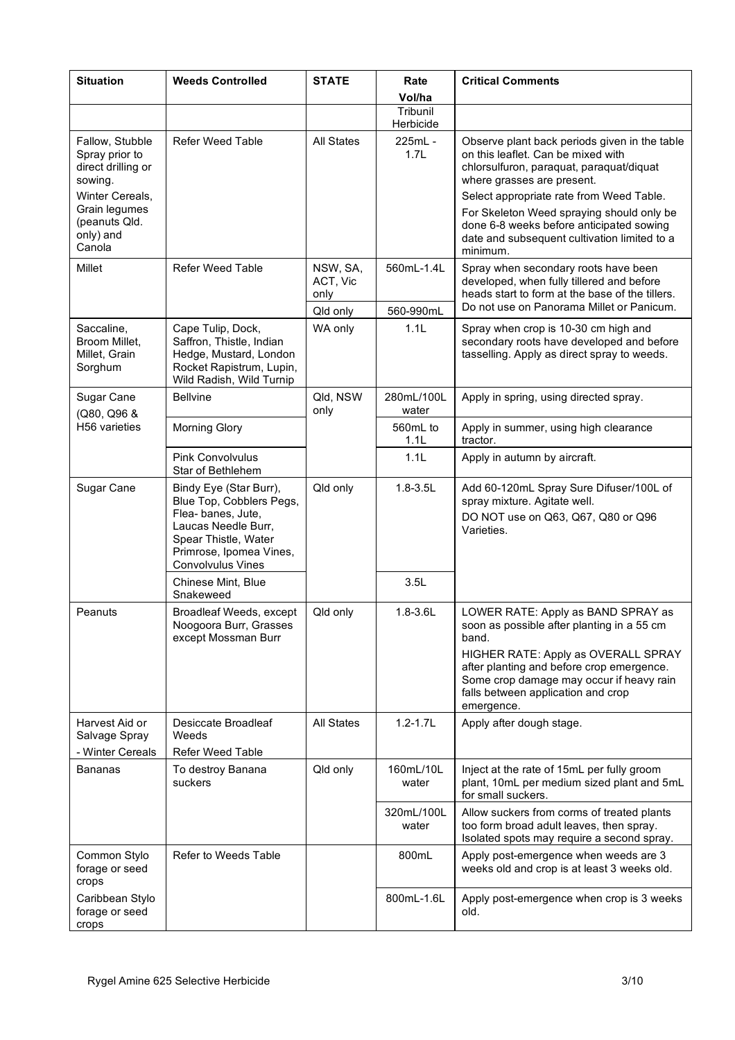| Situation | Weeds Controlled | STATE | Rate Vol/ha | Critical Comments |
|---|---|---|---|---|
| | | | Tribunil Herbicide | |
| Fallow, Stubble Spray prior to direct drilling or sowing. Winter Cereals, Grain legumes (peanuts Qld. only) and Canola | Refer Weed Table | All States | 225mL - 1.7L | Observe plant back periods given in the table on this leaflet. Can be mixed with chlorsulfuron, paraquat, paraquat/diquat where grasses are present. Select appropriate rate from Weed Table. For Skeleton Weed spraying should only be done 6-8 weeks before anticipated sowing date and subsequent cultivation limited to a minimum. |
| Millet | Refer Weed Table | NSW, SA, ACT, Vic only | 560mL-1.4L | Spray when secondary roots have been developed, when fully tillered and before heads start to form at the base of the tillers. Do not use on Panorama Millet or Panicum. |
| | | Qld only | 560-990mL | |
| Saccaline, Broom Millet, Millet, Grain Sorghum | Cape Tulip, Dock, Saffron, Thistle, Indian Hedge, Mustard, London Rocket Rapistrum, Lupin, Wild Radish, Wild Turnip | WA only | 1.1L | Spray when crop is 10-30 cm high and secondary roots have developed and before tasselling. Apply as direct spray to weeds. |
| Sugar Cane (Q80, Q96 & H56 varieties | Bellvine | Qld, NSW only | 280mL/100L water | Apply in spring, using directed spray. |
| | Morning Glory | | 560mL to 1.1L | Apply in summer, using high clearance tractor. |
| | Pink Convolvulus Star of Bethlehem | | 1.1L | Apply in autumn by aircraft. |
| Sugar Cane | Bindy Eye (Star Burr), Blue Top, Cobblers Pegs, Flea- banes, Jute, Laucas Needle Burr, Spear Thistle, Water Primrose, Ipomea Vines, Convolvulus Vines | Qld only | 1.8-3.5L | Add 60-120mL Spray Sure Difuser/100L of spray mixture. Agitate well. DO NOT use on Q63, Q67, Q80 or Q96 Varieties. |
| | Chinese Mint, Blue Snakeweed | | 3.5L | |
| Peanuts | Broadleaf Weeds, except Noogoora Burr, Grasses except Mossman Burr | Qld only | 1.8-3.6L | LOWER RATE: Apply as BAND SPRAY as soon as possible after planting in a 55 cm band. HIGHER RATE: Apply as OVERALL SPRAY after planting and before crop emergence. Some crop damage may occur if heavy rain falls between application and crop emergence. |
| Harvest Aid or Salvage Spray - Winter Cereals | Desiccate Broadleaf Weeds Refer Weed Table | All States | 1.2-1.7L | Apply after dough stage. |
| Bananas | To destroy Banana suckers | Qld only | 160mL/10L water | Inject at the rate of 15mL per fully groom plant, 10mL per medium sized plant and 5mL for small suckers. |
| | | | 320mL/100L water | Allow suckers from corms of treated plants too form broad adult leaves, then spray. Isolated spots may require a second spray. |
| Common Stylo forage or seed crops | Refer to Weeds Table | | 800mL | Apply post-emergence when weeds are 3 weeks old and crop is at least 3 weeks old. |
| Caribbean Stylo forage or seed crops | | | 800mL-1.6L | Apply post-emergence when crop is 3 weeks old. |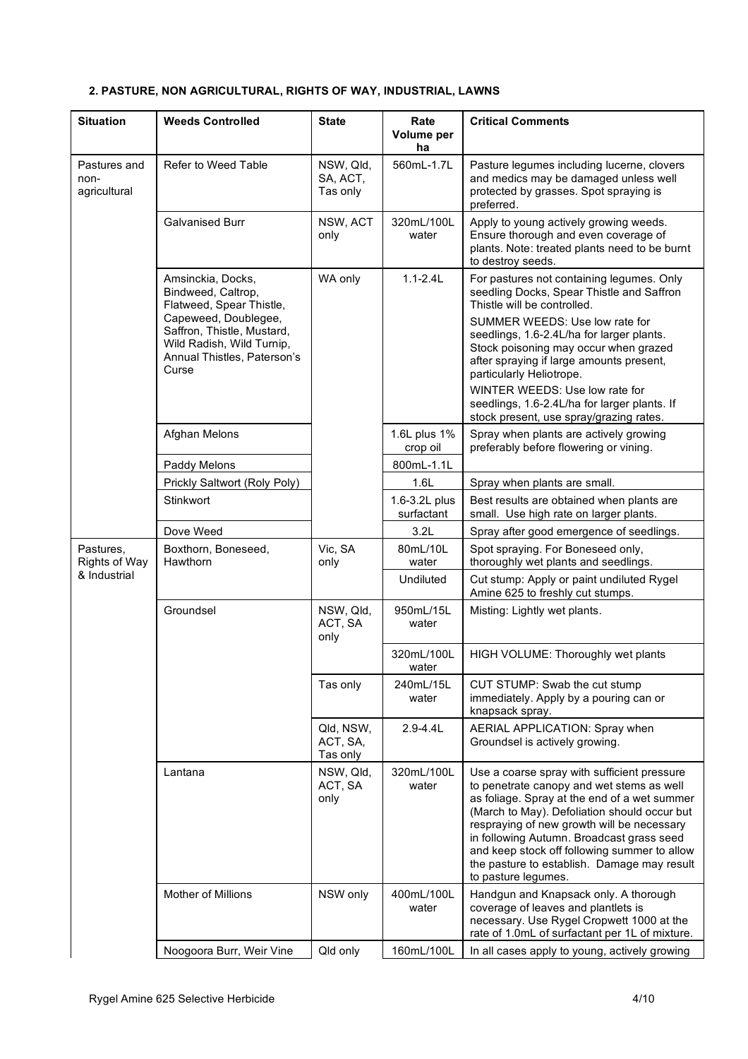**2. PASTURE, NON AGRICULTURAL, RIGHTS OF WAY, INDUSTRIAL, LAWNS**

| Situation | Weeds Controlled | State | Rate Volume per ha | Critical Comments |
|---|---|---|---|---|
| Pastures and non-agricultural | Refer to Weed Table | NSW, Qld, SA, ACT, Tas only | 560mL-1.7L | Pasture legumes including lucerne, clovers and medics may be damaged unless well protected by grasses. Spot spraying is preferred. |
| | Galvanised Burr | NSW, ACT only | 320mL/100L water | Apply to young actively growing weeds. Ensure thorough and even coverage of plants. Note: treated plants need to be burnt to destroy seeds. |
| | Amsinckia, Docks, Bindweed, Caltrop, Flatweed, Spear Thistle, Capeweed, Doublegee, Saffron, Thistle, Mustard, Wild Radish, Wild Turnip, Annual Thistles, Paterson's Curse | WA only | 1.1-2.4L | For pastures not containing legumes. Only seedling Docks, Spear Thistle and Saffron Thistle will be controlled. SUMMER WEEDS: Use low rate for seedlings, 1.6-2.4L/ha for larger plants. Stock poisoning may occur when grazed after spraying if large amounts present, particularly Heliotrope. WINTER WEEDS: Use low rate for seedlings, 1.6-2.4L/ha for larger plants. If stock present, use spray/grazing rates. |
| | Afghan Melons | | 1.6L plus 1% crop oil | Spray when plants are actively growing preferably before flowering or vining. |
| | Paddy Melons | | 800mL-1.1L | |
| | Prickly Saltwort (Roly Poly) | | 1.6L | Spray when plants are small. |
| | Stinkwort | | 1.6-3.2L plus surfactant | Best results are obtained when plants are small. Use high rate on larger plants. |
| | Dove Weed | | 3.2L | Spray after good emergence of seedlings. |
| Pastures, Rights of Way & Industrial | Boxthorn, Boneseed, Hawthorn | Vic, SA only | 80mL/10L water | Spot spraying. For Boneseed only, thoroughly wet plants and seedlings. |
| | | | Undiluted | Cut stump: Apply or paint undiluted Rygel Amine 625 to freshly cut stumps. |
| | Groundsel | NSW, Qld, ACT, SA only | 950mL/15L water | Misting: Lightly wet plants. |
| | | | 320mL/100L water | HIGH VOLUME: Thoroughly wet plants |
| | | Tas only | 240mL/15L water | CUT STUMP: Swab the cut stump immediately. Apply by a pouring can or knapsack spray. |
| | | Qld, NSW, ACT, SA, Tas only | 2.9-4.4L | AERIAL APPLICATION: Spray when Groundsel is actively growing. |
| | Lantana | NSW, Qld, ACT, SA only | 320mL/100L water | Use a coarse spray with sufficient pressure to penetrate canopy and wet stems as well as foliage. Spray at the end of a wet summer (March to May). Defoliation should occur but respraying of new growth will be necessary in following Autumn. Broadcast grass seed and keep stock off following summer to allow the pasture to establish. Damage may result to pasture legumes. |
| | Mother of Millions | NSW only | 400mL/100L water | Handgun and Knapsack only. A thorough coverage of leaves and plantlets is necessary. Use Rygel Cropwett 1000 at the rate of 1.0mL of surfactant per 1L of mixture. |
| | Noogoora Burr, Weir Vine | Qld only | 160mL/100L | In all cases apply to young, actively growing |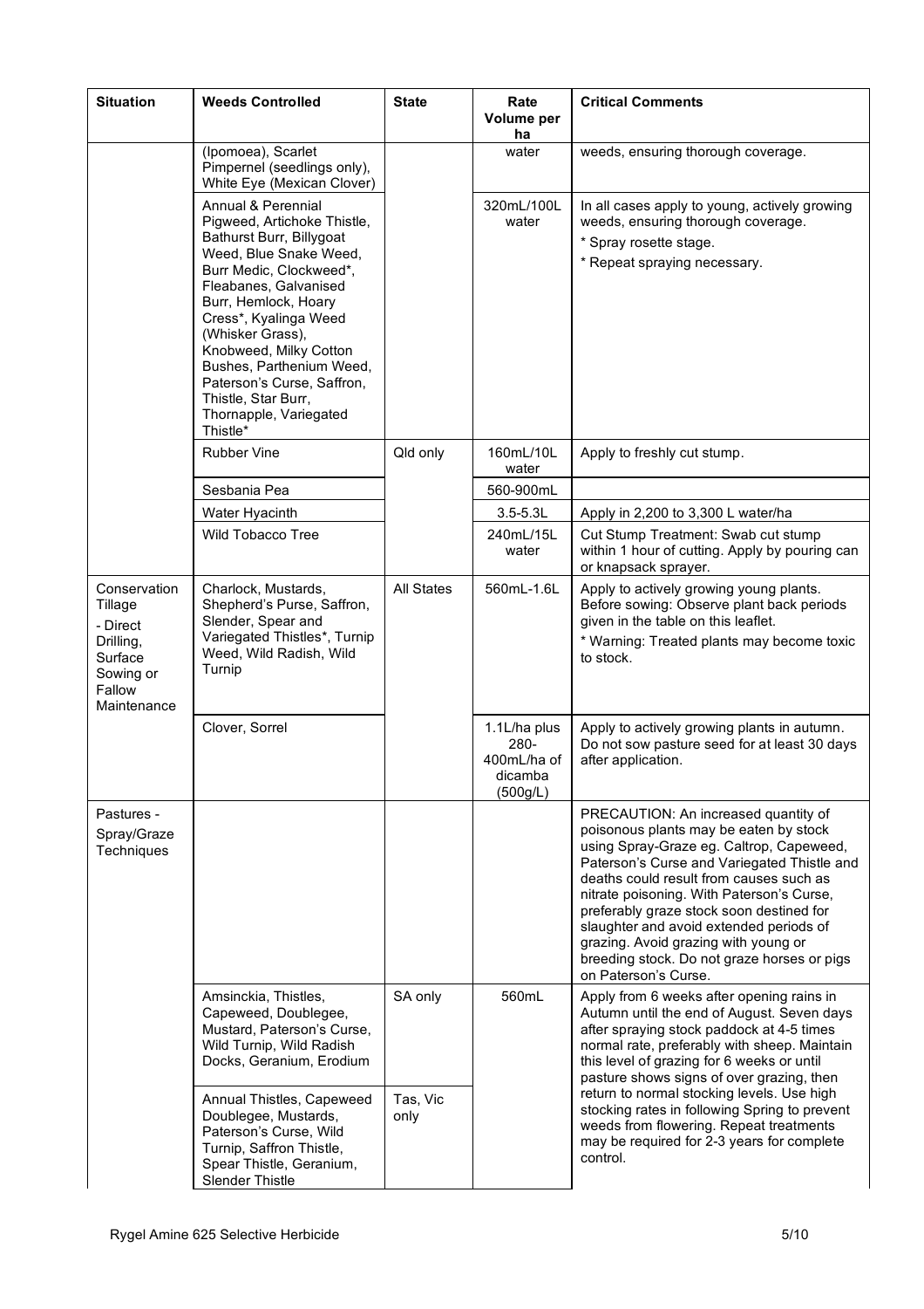| Situation | Weeds Controlled | State | Rate Volume per ha | Critical Comments |
|---|---|---|---|---|
| | (Ipomoea), Scarlet Pimpernel (seedlings only), White Eye (Mexican Clover) | | water | weeds, ensuring thorough coverage. |
| | Annual & Perennial Pigweed, Artichoke Thistle, Bathurst Burr, Billygoat Weed, Blue Snake Weed, Burr Medic, Clockweed*, Fleabanes, Galvanised Burr, Hemlock, Hoary Cress*, Kyalinga Weed (Whisker Grass), Knobweed, Milky Cotton Bushes, Parthenium Weed, Paterson's Curse, Saffron, Thistle, Star Burr, Thornapple, Variegated Thistle* | | 320mL/100L water | In all cases apply to young, actively growing weeds, ensuring thorough coverage.<br>* Spray rosette stage.<br>* Repeat spraying necessary. |
| | Rubber Vine | Qld only | 160mL/10L water | Apply to freshly cut stump. |
| | Sesbania Pea | | 560-900mL | |
| | Water Hyacinth | | 3.5-5.3L | Apply in 2,200 to 3,300 L water/ha |
| | Wild Tobacco Tree | | 240mL/15L water | Cut Stump Treatment: Swab cut stump within 1 hour of cutting. Apply by pouring can or knapsack sprayer. |
| Conservation Tillage - Direct Drilling, Surface Sowing or Fallow Maintenance | Charlock, Mustards, Shepherd's Purse, Saffron, Slender, Spear and Variegated Thistles*, Turnip Weed, Wild Radish, Wild Turnip | All States | 560mL-1.6L | Apply to actively growing young plants. Before sowing: Observe plant back periods given in the table on this leaflet.<br>* Warning: Treated plants may become toxic to stock. |
| | Clover, Sorrel | | 1.1L/ha plus 280-400mL/ha of dicamba (500g/L) | Apply to actively growing plants in autumn. Do not sow pasture seed for at least 30 days after application. |
| Pastures - Spray/Graze Techniques | | | | PRECAUTION: An increased quantity of poisonous plants may be eaten by stock using Spray-Graze eg. Caltrop, Capeweed, Paterson's Curse and Variegated Thistle and deaths could result from causes such as nitrate poisoning. With Paterson's Curse, preferably graze stock soon destined for slaughter and avoid extended periods of grazing. Avoid grazing with young or breeding stock. Do not graze horses or pigs on Paterson's Curse. |
| | Amsinckia, Thistles, Capeweed, Doublegee, Mustard, Paterson's Curse, Wild Turnip, Wild Radish Docks, Geranium, Erodium | SA only | 560mL | Apply from 6 weeks after opening rains in Autumn until the end of August. Seven days after spraying stock paddock at 4-5 times normal rate, preferably with sheep. Maintain this level of grazing for 6 weeks or until pasture shows signs of over grazing, then return to normal stocking levels. Use high stocking rates in following Spring to prevent weeds from flowering. Repeat treatments may be required for 2-3 years for complete control. |
| | Annual Thistles, Capeweed Doublegee, Mustards, Paterson's Curse, Wild Turnip, Saffron Thistle, Spear Thistle, Geranium, Slender Thistle | Tas, Vic only | | |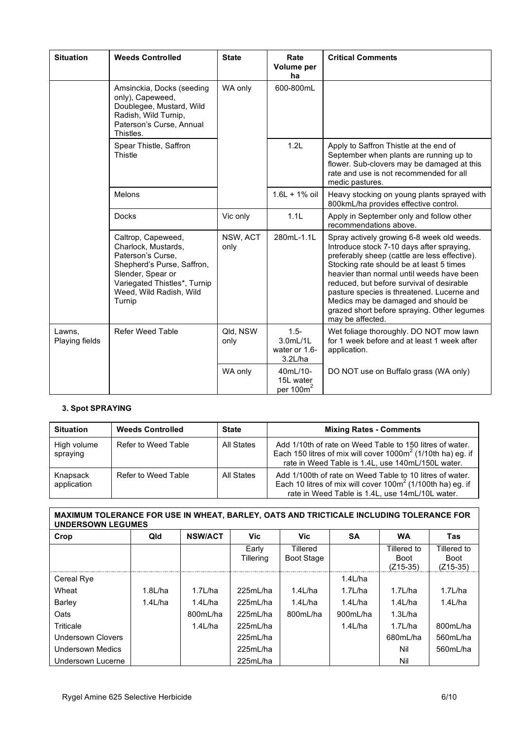| Situation | Weeds Controlled | State | Rate Volume per ha | Critical Comments |
|---|---|---|---|---|
| | Amsinckia, Docks (seeding only), Capeweed, Doublegee, Mustard, Wild Radish, Wild Turnip, Paterson's Curse, Annual Thistles. | WA only | 600-800mL | |
| | Spear Thistle, Saffron Thistle | | 1.2L | Apply to Saffron Thistle at the end of September when plants are running up to flower. Sub-clovers may be damaged at this rate and use is not recommended for all medic pastures. |
| | Melons | | 1.6L + 1% oil | Heavy stocking on young plants sprayed with 800kmL/ha provides effective control. |
| | Docks | Vic only | 1.1L | Apply in September only and follow other recommendations above. |
| | Caltrop, Capeweed, Charlock, Mustards, Paterson's Curse, Shepherd's Purse, Saffron, Slender, Spear or Variegated Thistles*, Turnip Weed, Wild Radish, Wild Turnip | NSW, ACT only | 280mL-1.1L | Spray actively growing 6-8 week old weeds. Introduce stock 7-10 days after spraying, preferably sheep (cattle are less effective). Stocking rate should be at least 5 times heavier than normal until weeds have been reduced, but before survival of desirable pasture species is threatened. Lucerne and Medics may be damaged and should be grazed short before spraying. Other legumes may be affected. |
| Lawns, Playing fields | Refer Weed Table | Qld, NSW only | 1.5-3.0mL/1L water or 1.6-3.2L/ha | Wet foliage thoroughly. DO NOT mow lawn for 1 week before and at least 1 week after application. |
| | | WA only | 40mL/10-15L water per 100m$^2$ | DO NOT use on Buffalo grass (WA only) |

### 3. Spot SPRAYING

| Situation | Weeds Controlled | State | Mixing Rates - Comments |
|---|---|---|---|
| High volume spraying | Refer to Weed Table | All States | Add 1/10th of rate on Weed Table to 150 litres of water. Each 150 litres of mix will cover 1000m$^2$ (1/10th ha) eg. if rate in Weed Table is 1.4L, use 140mL/150L water. |
| Knapsack application | Refer to Weed Table | All States | Add 1/100th of rate on Weed Table to 10 litres of water. Each 10 litres of mix will cover 100m$^2$ (1/100th ha) eg. if rate in Weed Table is 1.4L, use 14mL/10L water. |

| MAXIMUM TOLERANCE FOR USE IN WHEAT, BARLEY, OATS AND TRICTICALE INCLUDING TOLERANCE FOR UNDERSOWN LEGUMES | | | | | | | |
|---|---|---|---|---|---|---|---|
| **Crop** | **Qld** | **NSW/ACT** | **Vic** | **Vic** | **SA** | **WA** | **Tas** |
| | | | Early Tillering | Tillered Boot Stage | | Tillered to Boot (Z15-35) | Tillered to Boot (Z15-35) |
| Cereal Rye | | | | | 1.4L/ha | | |
| Wheat | 1.8L/ha | 1.7L/ha | 225mL/ha | 1.4L/ha | 1.7L/ha | 1.7L/ha | 1.7L/ha |
| Barley | 1.4L/ha | 1.4L/ha | 225mL/ha | 1.4L/ha | 1.4L/ha | 1.4L/ha | 1.4L/ha |
| Oats | | 800mL/ha | 225mL/ha | 800mL/ha | 900mL/ha | 1.3L/ha | |
| Triticale | | 1.4L/ha | 225mL/ha | | 1.4L/ha | 1.7L/ha | 800mL/ha |
| Undersown Clovers | | | 225mL/ha | | | 680mL/ha | 560mL/ha |
| Undersown Medics | | | 225mL/ha | | | Nil | 560mL/ha |
| Undersown Lucerne | | | 225mL/ha | | | Nil | |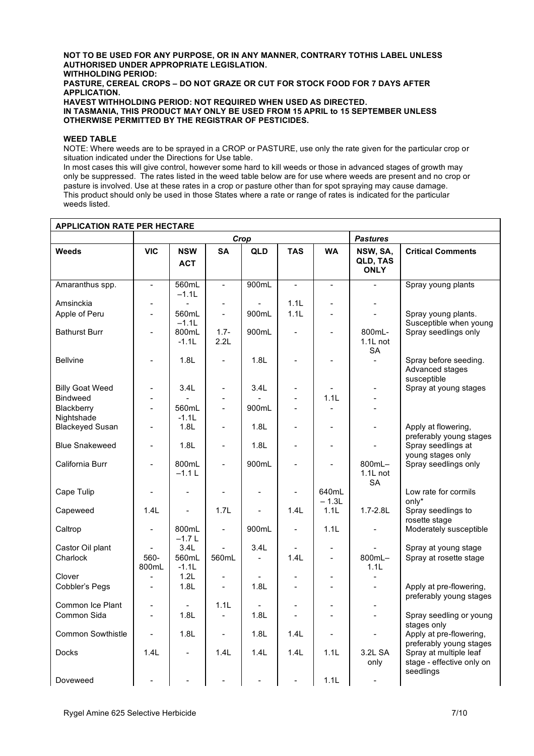**NOT TO BE USED FOR ANY PURPOSE, OR IN ANY MANNER, CONTRARY TOTHIS LABEL UNLESS AUTHORISED UNDER APPROPRIATE LEGISLATION.**
**WITHHOLDING PERIOD:**
**PASTURE, CEREAL CROPS – DO NOT GRAZE OR CUT FOR STOCK FOOD FOR 7 DAYS AFTER APPLICATION.**
**HAVEST WITHHOLDING PERIOD: NOT REQUIRED WHEN USED AS DIRECTED.**
**IN TASMANIA, THIS PRODUCT MAY ONLY BE USED FROM 15 APRIL to 15 SEPTEMBER UNLESS OTHERWISE PERMITTED BY THE REGISTRAR OF PESTICIDES.**

**WEED TABLE**

NOTE: Where weeds are to be sprayed in a CROP or PASTURE, use only the rate given for the particular crop or situation indicated under the Directions for Use table.
In most cases this will give control, however some hard to kill weeds or those in advanced stages of growth may only be suppressed. The rates listed in the weed table below are for use where weeds are present and no crop or pasture is involved. Use at these rates in a crop or pasture other than for spot spraying may cause damage.
This product should only be used in those States where a rate or range of rates is indicated for the particular weeds listed.

| **APPLICATION RATE PER HECTARE** | | | | | | | | |
|---|---|---|---|---|---|---|---|---|
| | ***Crop*** | | | | | | ***Pastures*** | |
| **Weeds** | **VIC** | **NSW ACT** | **SA** | **QLD** | **TAS** | **WA** | **NSW, SA, QLD, TAS ONLY** | **Critical Comments** |
| Amaranthus spp. | - | 560mL –1.1L | - | 900mL | - | - | - | Spray young plants |
| Amsinckia | - | - | - | - | 1.1L | - | - | |
| Apple of Peru | - | 560mL –1.1L | - | 900mL | 1.1L | - | - | Spray young plants. Susceptible when young |
| Bathurst Burr | - | 800mL -1.1L | 1.7-2.2L | 900mL | - | - | 800mL-1.1L not SA | Spray seedlings only |
| Bellvine | - | 1.8L | - | 1.8L | - | - | - | Spray before seeding. Advanced stages susceptible |
| Billy Goat Weed | - | 3.4L | - | 3.4L | - | - | - | Spray at young stages |
| Bindweed | - | - | - | - | - | 1.1L | - | |
| Blackberry Nightshade | - | 560mL -1.1L | - | 900mL | - | - | - | |
| Blackeyed Susan | - | 1.8L | - | 1.8L | - | - | - | Apply at flowering, preferably young stages |
| Blue Snakeweed | - | 1.8L | - | 1.8L | - | - | - | Spray seedlings at young stages only |
| California Burr | - | 800mL –1.1 L | - | 900mL | - | - | 800mL–1.1L not SA | Spray seedlings only |
| Cape Tulip | - | - | - | - | - | 640mL – 1.3L | | Low rate for cormils only* |
| Capeweed | 1.4L | - | 1.7L | - | 1.4L | 1.1L | 1.7-2.8L | Spray seedlings to rosette stage |
| Caltrop | - | 800mL –1.7 L | - | 900mL | - | 1.1L | - | Moderately susceptible |
| Castor Oil plant | - | 3.4L | - | 3.4L | - | - | - | Spray at young stage |
| Charlock | 560-800mL | 560mL -1.1L | 560mL | - | 1.4L | - | 800mL–1.1L | Spray at rosette stage |
| Clover | - | 1.2L | - | - | - | - | - | |
| Cobbler's Pegs | - | 1.8L | - | 1.8L | - | - | - | Apply at pre-flowering, preferably young stages |
| Common Ice Plant | - | - | 1.1L | - | - | - | - | |
| Common Sida | - | 1.8L | - | 1.8L | - | - | - | Spray seedling or young stages only |
| Common Sowthistle | - | 1.8L | - | 1.8L | 1.4L | - | - | Apply at pre-flowering, preferably young stages |
| Docks | 1.4L | - | 1.4L | 1.4L | 1.4L | 1.1L | 3.2L SA only | Spray at multiple leaf stage - effective only on seedlings |
| Doveweed | - | - | - | - | - | 1.1L | - | |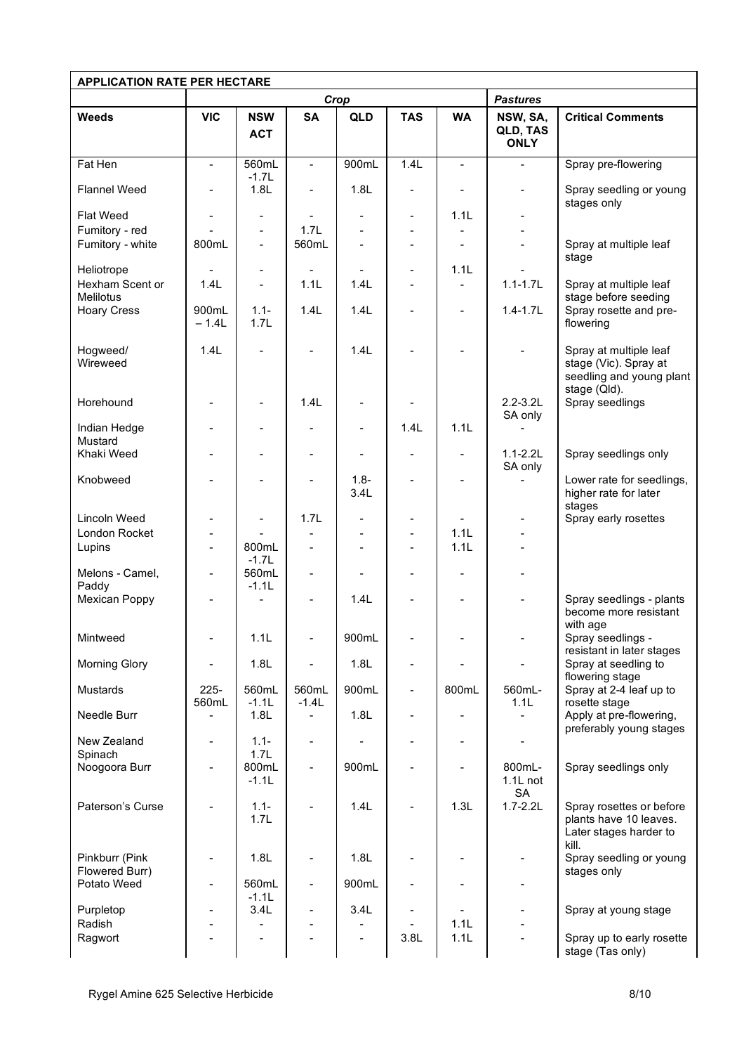| APPLICATION RATE PER HECTARE | | | | | | | | |
|---|---|---|---|---|---|---|---|---|
| | *Crop* | | | | | | *Pastures* | |
| **Weeds** | **VIC** | **NSW ACT** | **SA** | **QLD** | **TAS** | **WA** | **NSW, SA, QLD, TAS ONLY** | **Critical Comments** |
| Fat Hen | - | 560mL -1.7L | - | 900mL | 1.4L | - | - | Spray pre-flowering |
| Flannel Weed | - | 1.8L | - | 1.8L | - | - | - | Spray seedling or young stages only |
| Flat Weed | - | - | - | - | - | 1.1L | - | |
| Fumitory - red | - | - | 1.7L | - | - | - | - | |
| Fumitory - white | 800mL | - | 560mL | - | - | - | - | Spray at multiple leaf stage |
| Heliotrope | - | - | - | - | - | 1.1L | - | |
| Hexham Scent or Melilotus | 1.4L | - | 1.1L | 1.4L | - | - | 1.1-1.7L | Spray at multiple leaf stage before seeding |
| Hoary Cress | 900mL – 1.4L | 1.1- 1.7L | 1.4L | 1.4L | - | - | 1.4-1.7L | Spray rosette and pre-flowering |
| Hogweed/ Wireweed | 1.4L | - | - | 1.4L | - | - | - | Spray at multiple leaf stage (Vic). Spray at seedling and young plant stage (Qld). |
| Horehound | - | - | 1.4L | - | - | | 2.2-3.2L SA only | Spray seedlings |
| Indian Hedge Mustard | - | - | - | - | 1.4L | 1.1L | - | |
| Khaki Weed | - | - | - | - | - | - | 1.1-2.2L SA only | Spray seedlings only |
| Knobweed | - | - | - | 1.8- 3.4L | - | - | - | Lower rate for seedlings, higher rate for later stages |
| Lincoln Weed | - | - | 1.7L | - | - | - | - | Spray early rosettes |
| London Rocket | - | - | - | - | - | 1.1L | - | |
| Lupins | - | 800mL -1.7L | - | - | - | 1.1L | - | |
| Melons - Camel, Paddy | - | 560mL -1.1L | - | - | - | - | - | |
| Mexican Poppy | - | - | - | 1.4L | - | - | - | Spray seedlings - plants become more resistant with age |
| Mintweed | - | 1.1L | - | 900mL | - | - | - | Spray seedlings - resistant in later stages |
| Morning Glory | - | 1.8L | - | 1.8L | - | - | - | Spray at seedling to flowering stage |
| Mustards | 225- 560mL | 560mL -1.1L | 560mL -1.4L | 900mL | - | 800mL | 560mL- 1.1L | Spray at 2-4 leaf up to rosette stage |
| Needle Burr | - | 1.8L | - | 1.8L | - | - | - | Apply at pre-flowering, preferably young stages |
| New Zealand Spinach | - | 1.1- 1.7L | - | - | - | - | - | |
| Noogoora Burr | - | 800mL -1.1L | - | 900mL | - | - | 800mL- 1.1L not SA | Spray seedlings only |
| Paterson's Curse | - | 1.1- 1.7L | - | 1.4L | - | 1.3L | 1.7-2.2L | Spray rosettes or before plants have 10 leaves. Later stages harder to kill. |
| Pinkburr (Pink Flowered Burr) | - | 1.8L | - | 1.8L | - | - | - | Spray seedling or young stages only |
| Potato Weed | - | 560mL -1.1L | - | 900mL | - | - | - | |
| Purpletop | - | 3.4L | - | 3.4L | - | - | - | Spray at young stage |
| Radish | - | - | - | - | - | 1.1L | - | |
| Ragwort | - | - | - | - | 3.8L | 1.1L | - | Spray up to early rosette stage (Tas only) |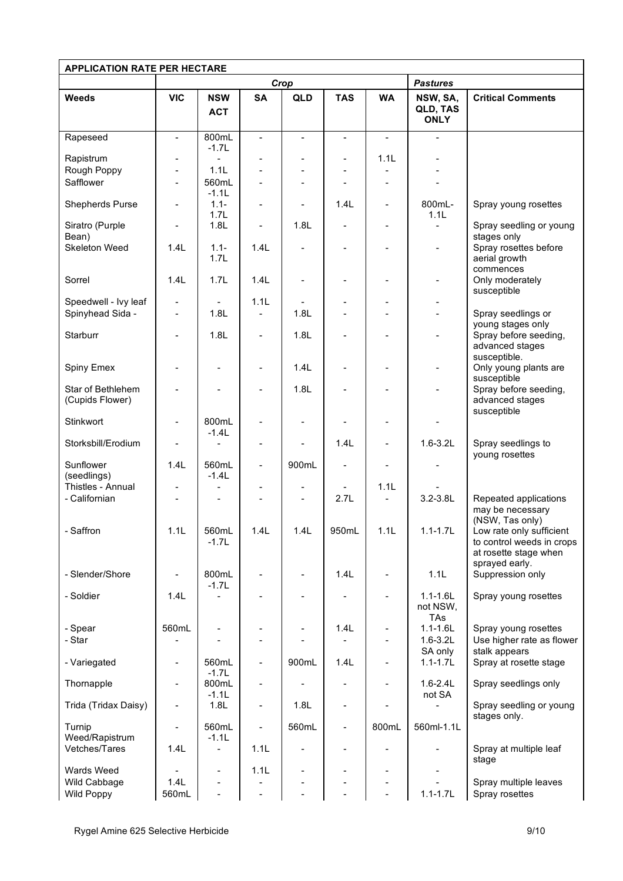| APPLICATION RATE PER HECTARE | | | | | | | | |
|---|---|---|---|---|---|---|---|---|
| | *Crop* | | | | | | *Pastures* | |
| **Weeds** | **VIC** | **NSW ACT** | **SA** | **QLD** | **TAS** | **WA** | **NSW, SA, QLD, TAS ONLY** | **Critical Comments** |
| Rapeseed | - | 800mL -1.7L | - | - | - | - | - | |
| Rapistrum | - | - | - | - | - | 1.1L | - | |
| Rough Poppy | - | 1.1L | - | - | - | - | - | |
| Safflower | - | 560mL -1.1L | - | - | - | - | - | |
| Shepherds Purse | - | 1.1-1.7L | - | - | 1.4L | - | 800mL-1.1L | Spray young rosettes |
| Siratro (Purple Bean) | - | 1.8L | - | 1.8L | - | - | - | Spray seedling or young stages only |
| Skeleton Weed | 1.4L | 1.1-1.7L | 1.4L | - | - | - | - | Spray rosettes before aerial growth commences |
| Sorrel | 1.4L | 1.7L | 1.4L | - | - | - | - | Only moderately susceptible |
| Speedwell - Ivy leaf | - | - | 1.1L | - | - | - | - | |
| Spinyhead Sida - | - | 1.8L | - | 1.8L | - | - | - | Spray seedlings or young stages only |
| Starburr | - | 1.8L | - | 1.8L | - | - | - | Spray before seeding, advanced stages susceptible. |
| Spiny Emex | - | - | - | 1.4L | - | - | - | Only young plants are susceptible |
| Star of Bethlehem (Cupids Flower) | - | - | - | 1.8L | - | - | - | Spray before seeding, advanced stages susceptible |
| Stinkwort | - | 800mL -1.4L | - | - | - | - | - | |
| Storksbill/Erodium | - | - | - | - | 1.4L | - | 1.6-3.2L | Spray seedlings to young rosettes |
| Sunflower (seedlings) | 1.4L | 560mL -1.4L | - | 900mL | - | - | - | |
| Thistles - Annual | - | - | - | - | - | 1.1L | - | |
| - Californian | - | - | - | - | 2.7L | - | 3.2-3.8L | Repeated applications may be necessary (NSW, Tas only) |
| - Saffron | 1.1L | 560mL -1.7L | 1.4L | 1.4L | 950mL | 1.1L | 1.1-1.7L | Low rate only sufficient to control weeds in crops at rosette stage when sprayed early. |
| - Slender/Shore | - | 800mL -1.7L | - | - | 1.4L | - | 1.1L | Suppression only |
| - Soldier | 1.4L | - | - | - | - | - | 1.1-1.6L not NSW, TAs | Spray young rosettes |
| - Spear | 560mL | - | - | - | 1.4L | - | 1.1-1.6L | Spray young rosettes |
| - Star | - | - | - | - | - | - | 1.6-3.2L SA only | Use higher rate as flower stalk appears |
| - Variegated | - | 560mL -1.7L | - | 900mL | 1.4L | - | 1.1-1.7L | Spray at rosette stage |
| Thornapple | - | 800mL -1.1L | - | - | - | - | 1.6-2.4L not SA | Spray seedlings only |
| Trida (Tridax Daisy) | - | 1.8L | - | 1.8L | - | - | - | Spray seedling or young stages only. |
| Turnip Weed/Rapistrum | - | 560mL -1.1L | - | 560mL | - | 800mL | 560ml-1.1L | |
| Vetches/Tares | 1.4L | - | 1.1L | - | - | - | - | Spray at multiple leaf stage |
| Wards Weed | - | - | 1.1L | - | - | - | - | |
| Wild Cabbage | 1.4L | - | - | - | - | - | - | Spray multiple leaves |
| Wild Poppy | 560mL | - | - | - | - | - | 1.1-1.7L | Spray rosettes |

Rygel Amine 625 Selective Herbicide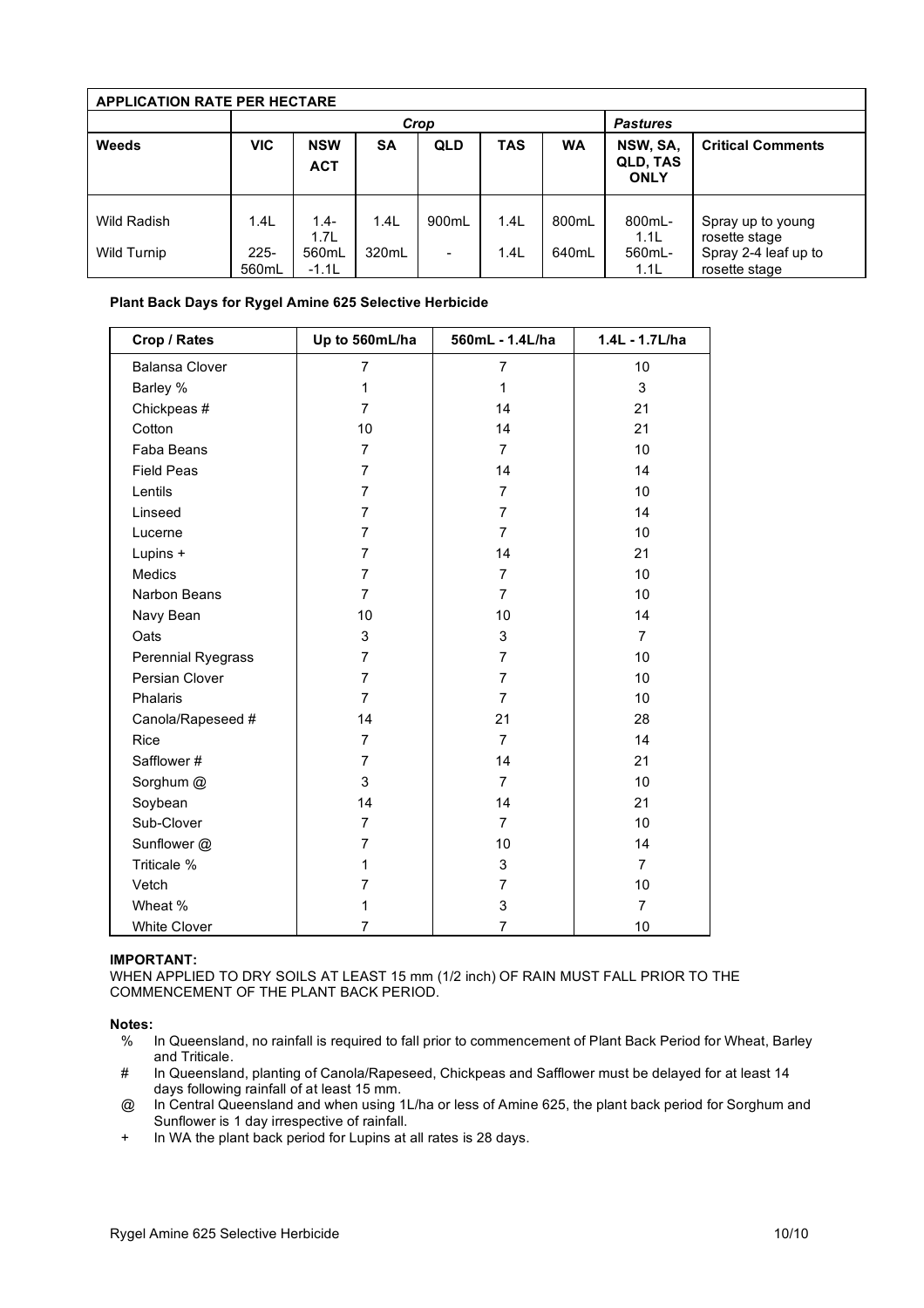| APPLICATION RATE PER HECTARE | | | | | | | | |
|---|---|---|---|---|---|---|---|---|
| | Crop | | | | | | Pastures | |
| Weeds | VIC | NSW ACT | SA | QLD | TAS | WA | NSW, SA, QLD, TAS ONLY | Critical Comments |
| Wild Radish | 1.4L | 1.4-1.7L | 1.4L | 900mL | 1.4L | 800mL | 800mL-1.1L | Spray up to young rosette stage |
| Wild Turnip | 225-560mL | 560mL -1.1L | 320mL | - | 1.4L | 640mL | 560mL-1.1L | Spray 2-4 leaf up to rosette stage |

**Plant Back Days for Rygel Amine 625 Selective Herbicide**

| Crop / Rates | Up to 560mL/ha | 560mL - 1.4L/ha | 1.4L - 1.7L/ha |
|---|---|---|---|
| Balansa Clover | 7 | 7 | 10 |
| Barley % | 1 | 1 | 3 |
| Chickpeas # | 7 | 14 | 21 |
| Cotton | 10 | 14 | 21 |
| Faba Beans | 7 | 7 | 10 |
| Field Peas | 7 | 14 | 14 |
| Lentils | 7 | 7 | 10 |
| Linseed | 7 | 7 | 14 |
| Lucerne | 7 | 7 | 10 |
| Lupins + | 7 | 14 | 21 |
| Medics | 7 | 7 | 10 |
| Narbon Beans | 7 | 7 | 10 |
| Navy Bean | 10 | 10 | 14 |
| Oats | 3 | 3 | 7 |
| Perennial Ryegrass | 7 | 7 | 10 |
| Persian Clover | 7 | 7 | 10 |
| Phalaris | 7 | 7 | 10 |
| Canola/Rapeseed # | 14 | 21 | 28 |
| Rice | 7 | 7 | 14 |
| Safflower # | 7 | 14 | 21 |
| Sorghum @ | 3 | 7 | 10 |
| Soybean | 14 | 14 | 21 |
| Sub-Clover | 7 | 7 | 10 |
| Sunflower @ | 7 | 10 | 14 |
| Triticale % | 1 | 3 | 7 |
| Vetch | 7 | 7 | 10 |
| Wheat % | 1 | 3 | 7 |
| White Clover | 7 | 7 | 10 |

**IMPORTANT:**
WHEN APPLIED TO DRY SOILS AT LEAST 15 mm (1/2 inch) OF RAIN MUST FALL PRIOR TO THE COMMENCEMENT OF THE PLANT BACK PERIOD.

**Notes:**

- % In Queensland, no rainfall is required to fall prior to commencement of Plant Back Period for Wheat, Barley and Triticale.
- # In Queensland, planting of Canola/Rapeseed, Chickpeas and Safflower must be delayed for at least 14 days following rainfall of at least 15 mm.
- @ In Central Queensland and when using 1L/ha or less of Amine 625, the plant back period for Sorghum and Sunflower is 1 day irrespective of rainfall.
- \+ In WA the plant back period for Lupins at all rates is 28 days.